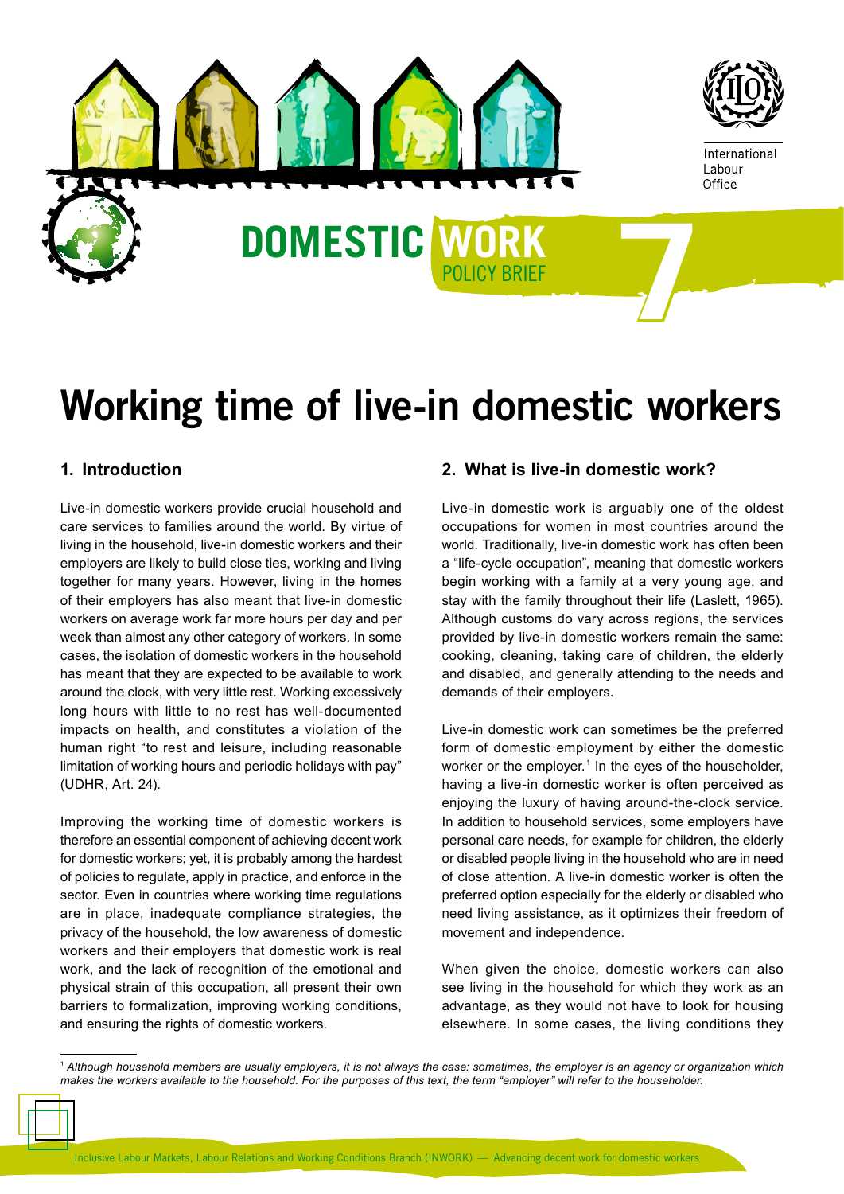International Labour Office

# DOMESTIC WORK POLICY BRIEF 7

# Working time of live-in domestic workers

## 1. Introduction

Live-in domestic workers provide crucial household and care services to families around the world. By virtue of living in the household, live-in domestic workers and their employers are likely to build close ties, working and living together for many years. However, living in the homes of their employers has also meant that live-in domestic workers on average work far more hours per day and per week than almost any other category of workers. In some cases, the isolation of domestic workers in the household has meant that they are expected to be available to work around the clock, with very little rest. Working excessively long hours with little to no rest has well-documented impacts on health, and constitutes a violation of the human right "to rest and leisure, including reasonable limitation of working hours and periodic holidays with pay" (UDHR, Art. 24).

Improving the working time of domestic workers is therefore an essential component of achieving decent work for domestic workers; yet, it is probably among the hardest of policies to regulate, apply in practice, and enforce in the sector. Even in countries where working time regulations are in place, inadequate compliance strategies, the privacy of the household, the low awareness of domestic workers and their employers that domestic work is real work, and the lack of recognition of the emotional and physical strain of this occupation, all present their own barriers to formalization, improving working conditions, and ensuring the rights of domestic workers.

## 2. What is live-in domestic work?

Live-in domestic work is arguably one of the oldest occupations for women in most countries around the world. Traditionally, live-in domestic work has often been a "life-cycle occupation", meaning that domestic workers begin working with a family at a very young age, and stay with the family throughout their life (Laslett, 1965). Although customs do vary across regions, the services provided by live-in domestic workers remain the same: cooking, cleaning, taking care of children, the elderly and disabled, and generally attending to the needs and demands of their employers.

Live-in domestic work can sometimes be the preferred form of domestic employment by either the domestic worker or the employer.[1] In the eyes of the householder, having a live-in domestic worker is often perceived as enjoying the luxury of having around-the-clock service. In addition to household services, some employers have personal care needs, for example for children, the elderly or disabled people living in the household who are in need of close attention. A live-in domestic worker is often the preferred option especially for the elderly or disabled who need living assistance, as it optimizes their freedom of movement and independence.

When given the choice, domestic workers can also see living in the household for which they work as an advantage, as they would not have to look for housing elsewhere. In some cases, the living conditions they

[1] *Although household members are usually employers, it is not always the case: sometimes, the employer is an agency or organization which makes the workers available to the household. For the purposes of this text, the term "employer" will refer to the householder.*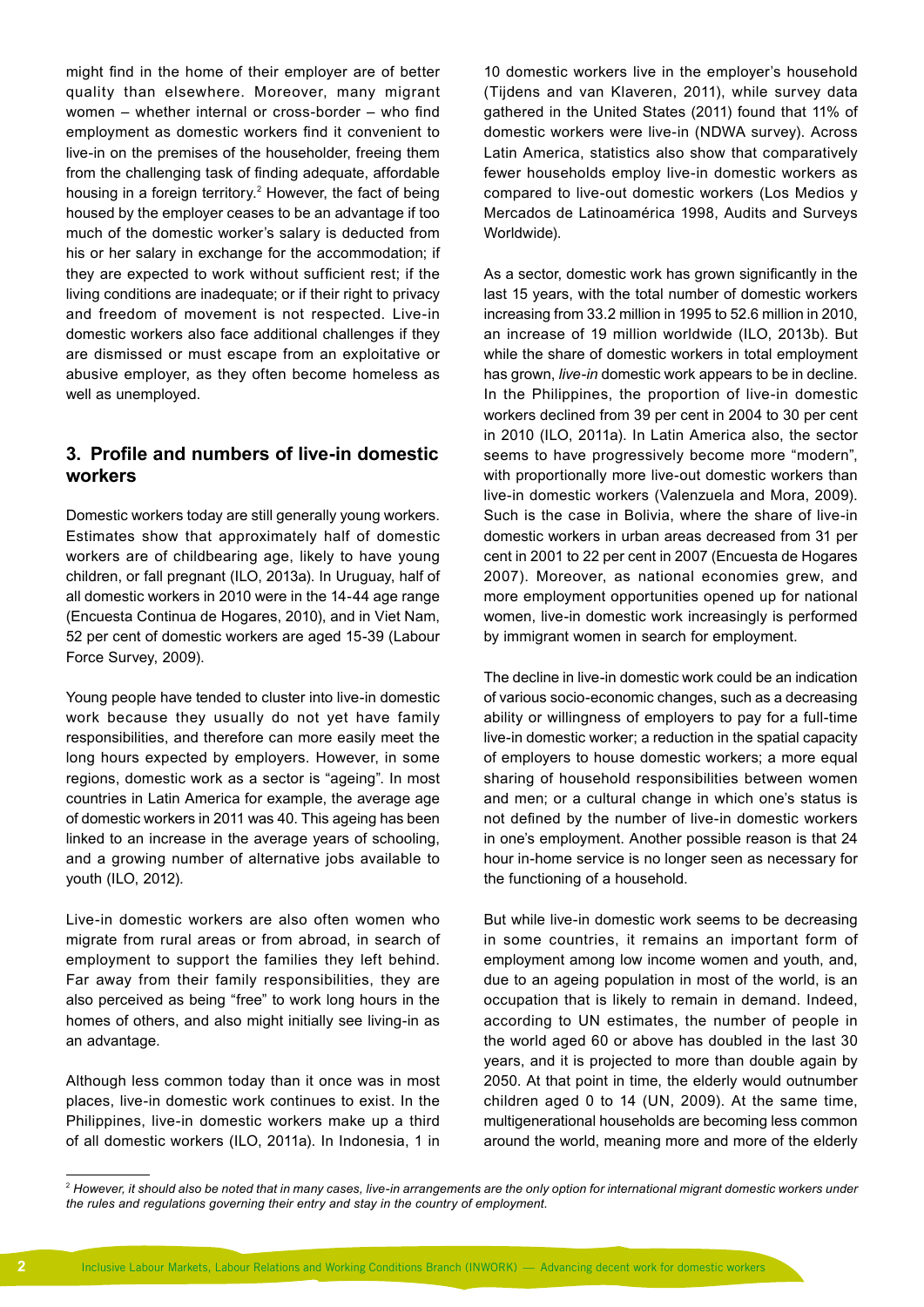might find in the home of their employer are of better quality than elsewhere. Moreover, many migrant women – whether internal or cross-border – who find employment as domestic workers find it convenient to live-in on the premises of the householder, freeing them from the challenging task of finding adequate, affordable housing in a foreign territory.[2] However, the fact of being housed by the employer ceases to be an advantage if too much of the domestic worker's salary is deducted from his or her salary in exchange for the accommodation; if they are expected to work without sufficient rest; if the living conditions are inadequate; or if their right to privacy and freedom of movement is not respected. Live-in domestic workers also face additional challenges if they are dismissed or must escape from an exploitative or abusive employer, as they often become homeless as well as unemployed.

## 3. Profile and numbers of live-in domestic workers

Domestic workers today are still generally young workers. Estimates show that approximately half of domestic workers are of childbearing age, likely to have young children, or fall pregnant (ILO, 2013a). In Uruguay, half of all domestic workers in 2010 were in the 14-44 age range (Encuesta Continua de Hogares, 2010), and in Viet Nam, 52 per cent of domestic workers are aged 15-39 (Labour Force Survey, 2009).

Young people have tended to cluster into live-in domestic work because they usually do not yet have family responsibilities, and therefore can more easily meet the long hours expected by employers. However, in some regions, domestic work as a sector is "ageing". In most countries in Latin America for example, the average age of domestic workers in 2011 was 40. This ageing has been linked to an increase in the average years of schooling, and a growing number of alternative jobs available to youth (ILO, 2012).

Live-in domestic workers are also often women who migrate from rural areas or from abroad, in search of employment to support the families they left behind. Far away from their family responsibilities, they are also perceived as being "free" to work long hours in the homes of others, and also might initially see living-in as an advantage.

Although less common today than it once was in most places, live-in domestic work continues to exist. In the Philippines, live-in domestic workers make up a third of all domestic workers (ILO, 2011a). In Indonesia, 1 in 10 domestic workers live in the employer's household (Tijdens and van Klaveren, 2011), while survey data gathered in the United States (2011) found that 11% of domestic workers were live-in (NDWA survey). Across Latin America, statistics also show that comparatively fewer households employ live-in domestic workers as compared to live-out domestic workers (Los Medios y Mercados de Latinoamérica 1998, Audits and Surveys Worldwide).

As a sector, domestic work has grown significantly in the last 15 years, with the total number of domestic workers increasing from 33.2 million in 1995 to 52.6 million in 2010, an increase of 19 million worldwide (ILO, 2013b). But while the share of domestic workers in total employment has grown, *live-in* domestic work appears to be in decline. In the Philippines, the proportion of live-in domestic workers declined from 39 per cent in 2004 to 30 per cent in 2010 (ILO, 2011a). In Latin America also, the sector seems to have progressively become more "modern", with proportionally more live-out domestic workers than live-in domestic workers (Valenzuela and Mora, 2009). Such is the case in Bolivia, where the share of live-in domestic workers in urban areas decreased from 31 per cent in 2001 to 22 per cent in 2007 (Encuesta de Hogares 2007). Moreover, as national economies grew, and more employment opportunities opened up for national women, live-in domestic work increasingly is performed by immigrant women in search for employment.

The decline in live-in domestic work could be an indication of various socio-economic changes, such as a decreasing ability or willingness of employers to pay for a full-time live-in domestic worker; a reduction in the spatial capacity of employers to house domestic workers; a more equal sharing of household responsibilities between women and men; or a cultural change in which one's status is not defined by the number of live-in domestic workers in one's employment. Another possible reason is that 24 hour in-home service is no longer seen as necessary for the functioning of a household.

But while live-in domestic work seems to be decreasing in some countries, it remains an important form of employment among low income women and youth, and, due to an ageing population in most of the world, is an occupation that is likely to remain in demand. Indeed, according to UN estimates, the number of people in the world aged 60 or above has doubled in the last 30 years, and it is projected to more than double again by 2050. At that point in time, the elderly would outnumber children aged 0 to 14 (UN, 2009). At the same time, multigenerational households are becoming less common around the world, meaning more and more of the elderly

---

[2] *However, it should also be noted that in many cases, live-in arrangements are the only option for international migrant domestic workers under the rules and regulations governing their entry and stay in the country of employment.*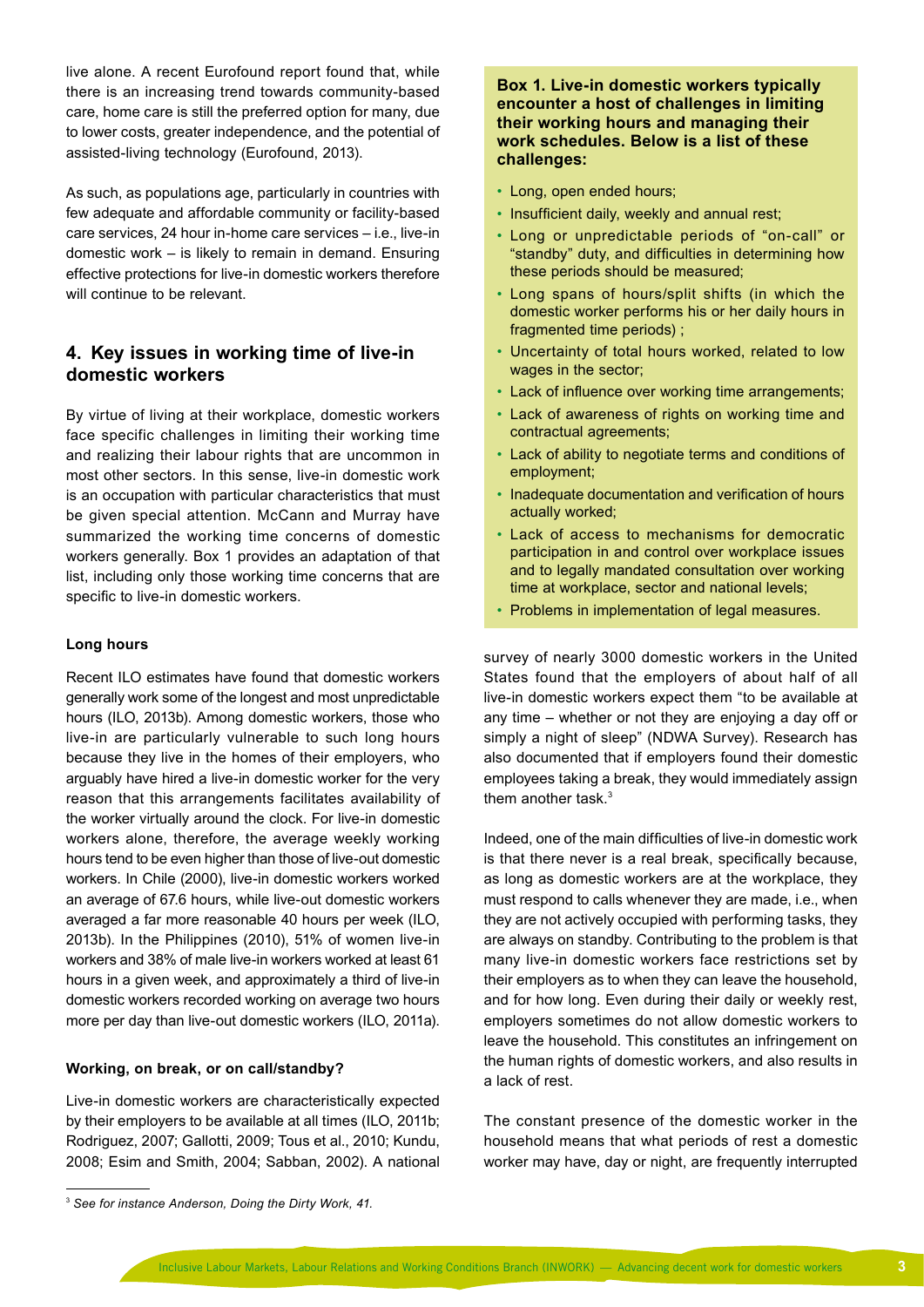live alone. A recent Eurofound report found that, while there is an increasing trend towards community-based care, home care is still the preferred option for many, due to lower costs, greater independence, and the potential of assisted-living technology (Eurofound, 2013).

As such, as populations age, particularly in countries with few adequate and affordable community or facility-based care services, 24 hour in-home care services – i.e., live-in domestic work – is likely to remain in demand. Ensuring effective protections for live-in domestic workers therefore will continue to be relevant.

## 4. Key issues in working time of live-in domestic workers

By virtue of living at their workplace, domestic workers face specific challenges in limiting their working time and realizing their labour rights that are uncommon in most other sectors. In this sense, live-in domestic work is an occupation with particular characteristics that must be given special attention. McCann and Murray have summarized the working time concerns of domestic workers generally. Box 1 provides an adaptation of that list, including only those working time concerns that are specific to live-in domestic workers.

**Box 1. Live-in domestic workers typically encounter a host of challenges in limiting their working hours and managing their work schedules. Below is a list of these challenges:**

- Long, open ended hours;
- Insufficient daily, weekly and annual rest;
- Long or unpredictable periods of "on-call" or "standby" duty, and difficulties in determining how these periods should be measured;
- Long spans of hours/split shifts (in which the domestic worker performs his or her daily hours in fragmented time periods) ;
- Uncertainty of total hours worked, related to low wages in the sector;
- Lack of influence over working time arrangements;
- Lack of awareness of rights on working time and contractual agreements;
- Lack of ability to negotiate terms and conditions of employment;
- Inadequate documentation and verification of hours actually worked;
- Lack of access to mechanisms for democratic participation in and control over workplace issues and to legally mandated consultation over working time at workplace, sector and national levels;
- Problems in implementation of legal measures.

### Long hours

Recent ILO estimates have found that domestic workers generally work some of the longest and most unpredictable hours (ILO, 2013b). Among domestic workers, those who live-in are particularly vulnerable to such long hours because they live in the homes of their employers, who arguably have hired a live-in domestic worker for the very reason that this arrangements facilitates availability of the worker virtually around the clock. For live-in domestic workers alone, therefore, the average weekly working hours tend to be even higher than those of live-out domestic workers. In Chile (2000), live-in domestic workers worked an average of 67.6 hours, while live-out domestic workers averaged a far more reasonable 40 hours per week (ILO, 2013b). In the Philippines (2010), 51% of women live-in workers and 38% of male live-in workers worked at least 61 hours in a given week, and approximately a third of live-in domestic workers recorded working on average two hours more per day than live-out domestic workers (ILO, 2011a).

### Working, on break, or on call/standby?

Live-in domestic workers are characteristically expected by their employers to be available at all times (ILO, 2011b; Rodriguez, 2007; Gallotti, 2009; Tous et al., 2010; Kundu, 2008; Esim and Smith, 2004; Sabban, 2002). A national survey of nearly 3000 domestic workers in the United States found that the employers of about half of all live-in domestic workers expect them "to be available at any time – whether or not they are enjoying a day off or simply a night of sleep" (NDWA Survey). Research has also documented that if employers found their domestic employees taking a break, they would immediately assign them another task.[3]

Indeed, one of the main difficulties of live-in domestic work is that there never is a real break, specifically because, as long as domestic workers are at the workplace, they must respond to calls whenever they are made, i.e., when they are not actively occupied with performing tasks, they are always on standby. Contributing to the problem is that many live-in domestic workers face restrictions set by their employers as to when they can leave the household, and for how long. Even during their daily or weekly rest, employers sometimes do not allow domestic workers to leave the household. This constitutes an infringement on the human rights of domestic workers, and also results in a lack of rest.

The constant presence of the domestic worker in the household means that what periods of rest a domestic worker may have, day or night, are frequently interrupted

---

[3] *See for instance Anderson, Doing the Dirty Work, 41.*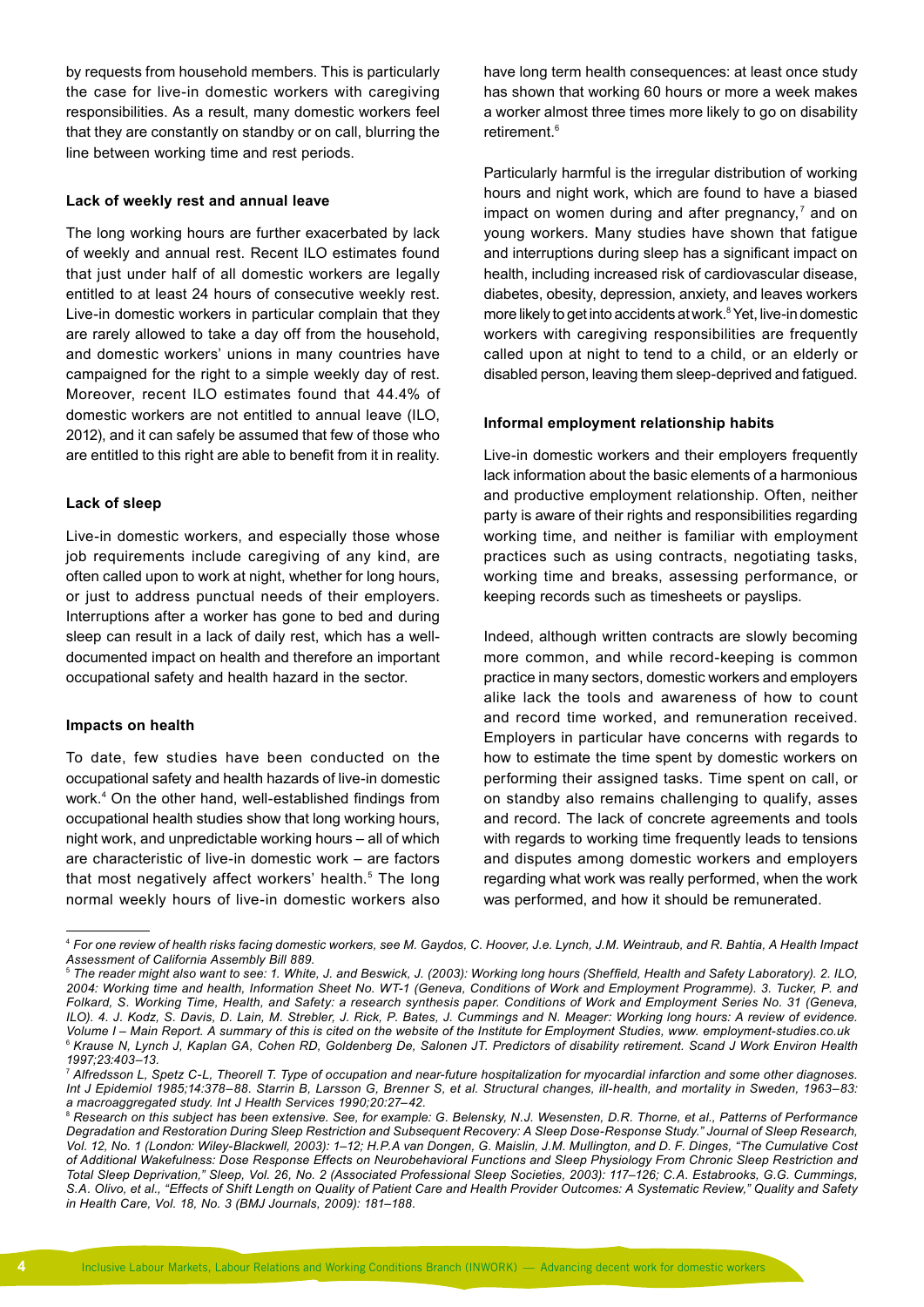by requests from household members. This is particularly the case for live-in domestic workers with caregiving responsibilities. As a result, many domestic workers feel that they are constantly on standby or on call, blurring the line between working time and rest periods.

**Lack of weekly rest and annual leave**

The long working hours are further exacerbated by lack of weekly and annual rest. Recent ILO estimates found that just under half of all domestic workers are legally entitled to at least 24 hours of consecutive weekly rest. Live-in domestic workers in particular complain that they are rarely allowed to take a day off from the household, and domestic workers' unions in many countries have campaigned for the right to a simple weekly day of rest. Moreover, recent ILO estimates found that 44.4% of domestic workers are not entitled to annual leave (ILO, 2012), and it can safely be assumed that few of those who are entitled to this right are able to benefit from it in reality.

**Lack of sleep**

Live-in domestic workers, and especially those whose job requirements include caregiving of any kind, are often called upon to work at night, whether for long hours, or just to address punctual needs of their employers. Interruptions after a worker has gone to bed and during sleep can result in a lack of daily rest, which has a well-documented impact on health and therefore an important occupational safety and health hazard in the sector.

**Impacts on health**

To date, few studies have been conducted on the occupational safety and health hazards of live-in domestic work.[4] On the other hand, well-established findings from occupational health studies show that long working hours, night work, and unpredictable working hours – all of which are characteristic of live-in domestic work – are factors that most negatively affect workers' health.[5] The long normal weekly hours of live-in domestic workers also have long term health consequences: at least once study has shown that working 60 hours or more a week makes a worker almost three times more likely to go on disability retirement.[6]

Particularly harmful is the irregular distribution of working hours and night work, which are found to have a biased impact on women during and after pregnancy,[7] and on young workers. Many studies have shown that fatigue and interruptions during sleep has a significant impact on health, including increased risk of cardiovascular disease, diabetes, obesity, depression, anxiety, and leaves workers more likely to get into accidents at work.[8] Yet, live-in domestic workers with caregiving responsibilities are frequently called upon at night to tend to a child, or an elderly or disabled person, leaving them sleep-deprived and fatigued.

**Informal employment relationship habits**

Live-in domestic workers and their employers frequently lack information about the basic elements of a harmonious and productive employment relationship. Often, neither party is aware of their rights and responsibilities regarding working time, and neither is familiar with employment practices such as using contracts, negotiating tasks, working time and breaks, assessing performance, or keeping records such as timesheets or payslips.

Indeed, although written contracts are slowly becoming more common, and while record-keeping is common practice in many sectors, domestic workers and employers alike lack the tools and awareness of how to count and record time worked, and remuneration received. Employers in particular have concerns with regards to how to estimate the time spent by domestic workers on performing their assigned tasks. Time spent on call, or on standby also remains challenging to qualify, asses and record. The lack of concrete agreements and tools with regards to working time frequently leads to tensions and disputes among domestic workers and employers regarding what work was really performed, when the work was performed, and how it should be remunerated.

---

[4] *For one review of health risks facing domestic workers, see M. Gaydos, C. Hoover, J.e. Lynch, J.M. Weintraub, and R. Bahtia, A Health Impact Assessment of California Assembly Bill 889.*

[5] *The reader might also want to see: 1. White, J. and Beswick, J. (2003): Working long hours (Sheffield, Health and Safety Laboratory). 2. ILO, 2004: Working time and health, Information Sheet No. WT-1 (Geneva, Conditions of Work and Employment Programme). 3. Tucker, P. and Folkard, S. Working Time, Health, and Safety: a research synthesis paper. Conditions of Work and Employment Series No. 31 (Geneva, ILO). 4. J. Kodz, S. Davis, D. Lain, M. Strebler, J. Rick, P. Bates, J. Cummings and N. Meager: Working long hours: A review of evidence. Volume I – Main Report. A summary of this is cited on the website of the Institute for Employment Studies, www. employment-studies.co.uk*

[6] *Krause N, Lynch J, Kaplan GA, Cohen RD, Goldenberg De, Salonen JT. Predictors of disability retirement. Scand J Work Environ Health 1997;23:403–13.*

[7] *Alfredsson L, Spetz C-L, Theorell T. Type of occupation and near-future hospitalization for myocardial infarction and some other diagnoses. Int J Epidemiol 1985;14:378–88. Starrin B, Larsson G, Brenner S, et al. Structural changes, ill-health, and mortality in Sweden, 1963–83: a macroaggregated study. Int J Health Services 1990;20:27–42.*

[8] *Research on this subject has been extensive. See, for example: G. Belensky, N.J. Wesensten, D.R. Thorne, et al., Patterns of Performance Degradation and Restoration During Sleep Restriction and Subsequent Recovery: A Sleep Dose-Response Study." Journal of Sleep Research, Vol. 12, No. 1 (London: Wiley-Blackwell, 2003): 1–12; H.P.A van Dongen, G. Maislin, J.M. Mullington, and D. F. Dinges, "The Cumulative Cost of Additional Wakefulness: Dose Response Effects on Neurobehavioral Functions and Sleep Physiology From Chronic Sleep Restriction and Total Sleep Deprivation," Sleep, Vol. 26, No. 2 (Associated Professional Sleep Societies, 2003): 117–126; C.A. Estabrooks, G.G. Cummings, S.A. Olivo, et al., "Effects of Shift Length on Quality of Patient Care and Health Provider Outcomes: A Systematic Review," Quality and Safety in Health Care, Vol. 18, No. 3 (BMJ Journals, 2009): 181–188.*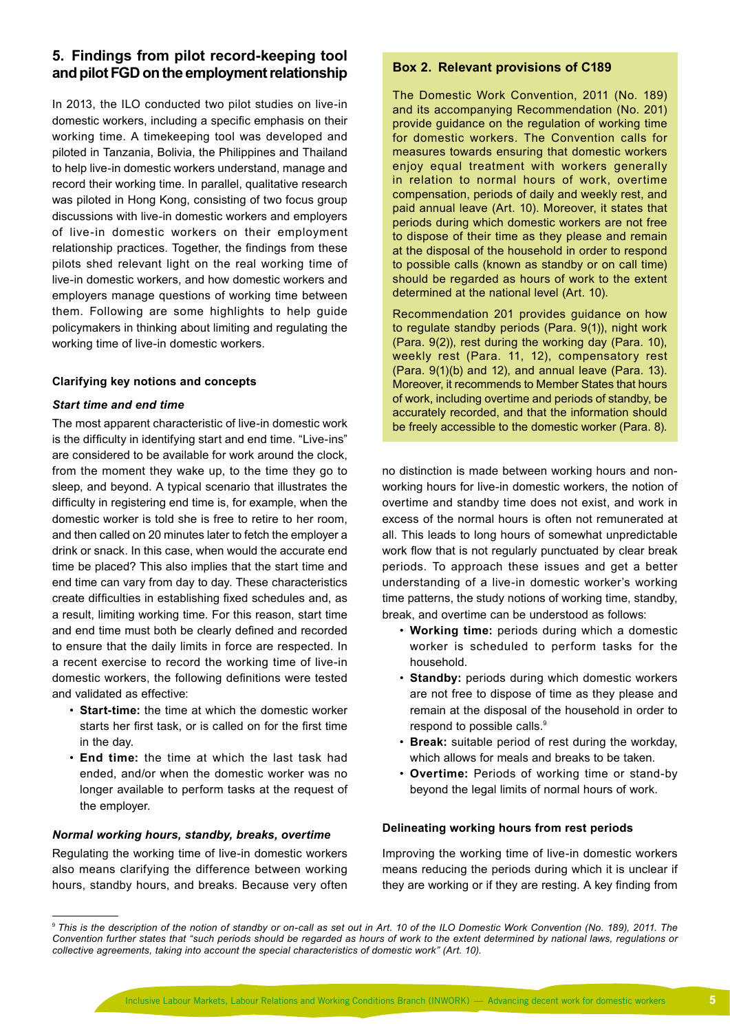## 5. Findings from pilot record-keeping tool and pilot FGD on the employment relationship

In 2013, the ILO conducted two pilot studies on live-in domestic workers, including a specific emphasis on their working time. A timekeeping tool was developed and piloted in Tanzania, Bolivia, the Philippines and Thailand to help live-in domestic workers understand, manage and record their working time. In parallel, qualitative research was piloted in Hong Kong, consisting of two focus group discussions with live-in domestic workers and employers of live-in domestic workers on their employment relationship practices. Together, the findings from these pilots shed relevant light on the real working time of live-in domestic workers, and how domestic workers and employers manage questions of working time between them. Following are some highlights to help guide policymakers in thinking about limiting and regulating the working time of live-in domestic workers.

> **Box 2. Relevant provisions of C189**
>
> The Domestic Work Convention, 2011 (No. 189) and its accompanying Recommendation (No. 201) provide guidance on the regulation of working time for domestic workers. The Convention calls for measures towards ensuring that domestic workers enjoy equal treatment with workers generally in relation to normal hours of work, overtime compensation, periods of daily and weekly rest, and paid annual leave (Art. 10). Moreover, it states that periods during which domestic workers are not free to dispose of their time as they please and remain at the disposal of the household in order to respond to possible calls (known as standby or on call time) should be regarded as hours of work to the extent determined at the national level (Art. 10).
>
> Recommendation 201 provides guidance on how to regulate standby periods (Para. 9(1)), night work (Para. 9(2)), rest during the working day (Para. 10), weekly rest (Para. 11, 12), compensatory rest (Para. 9(1)(b) and 12), and annual leave (Para. 13). Moreover, it recommends to Member States that hours of work, including overtime and periods of standby, be accurately recorded, and that the information should be freely accessible to the domestic worker (Para. 8).

### Clarifying key notions and concepts

#### *Start time and end time*

The most apparent characteristic of live-in domestic work is the difficulty in identifying start and end time. "Live-ins" are considered to be available for work around the clock, from the moment they wake up, to the time they go to sleep, and beyond. A typical scenario that illustrates the difficulty in registering end time is, for example, when the domestic worker is told she is free to retire to her room, and then called on 20 minutes later to fetch the employer a drink or snack. In this case, when would the accurate end time be placed? This also implies that the start time and end time can vary from day to day. These characteristics create difficulties in establishing fixed schedules and, as a result, limiting working time. For this reason, start time and end time must both be clearly defined and recorded to ensure that the daily limits in force are respected. In a recent exercise to record the working time of live-in domestic workers, the following definitions were tested and validated as effective:

- **Start-time:** the time at which the domestic worker starts her first task, or is called on for the first time in the day.
- **End time:** the time at which the last task had ended, and/or when the domestic worker was no longer available to perform tasks at the request of the employer.

#### *Normal working hours, standby, breaks, overtime*

Regulating the working time of live-in domestic workers also means clarifying the difference between working hours, standby hours, and breaks. Because very often no distinction is made between working hours and non-working hours for live-in domestic workers, the notion of overtime and standby time does not exist, and work in excess of the normal hours is often not remunerated at all. This leads to long hours of somewhat unpredictable work flow that is not regularly punctuated by clear break periods. To approach these issues and get a better understanding of a live-in domestic worker's working time patterns, the study notions of working time, standby, break, and overtime can be understood as follows:

- **Working time:** periods during which a domestic worker is scheduled to perform tasks for the household.
- **Standby:** periods during which domestic workers are not free to dispose of time as they please and remain at the disposal of the household in order to respond to possible calls.[9]
- **Break:** suitable period of rest during the workday, which allows for meals and breaks to be taken.
- **Overtime:** Periods of working time or stand-by beyond the legal limits of normal hours of work.

### Delineating working hours from rest periods

Improving the working time of live-in domestic workers means reducing the periods during which it is unclear if they are working or if they are resting. A key finding from

---

[9] *This is the description of the notion of standby or on-call as set out in Art. 10 of the ILO Domestic Work Convention (No. 189), 2011. The Convention further states that "such periods should be regarded as hours of work to the extent determined by national laws, regulations or collective agreements, taking into account the special characteristics of domestic work" (Art. 10).*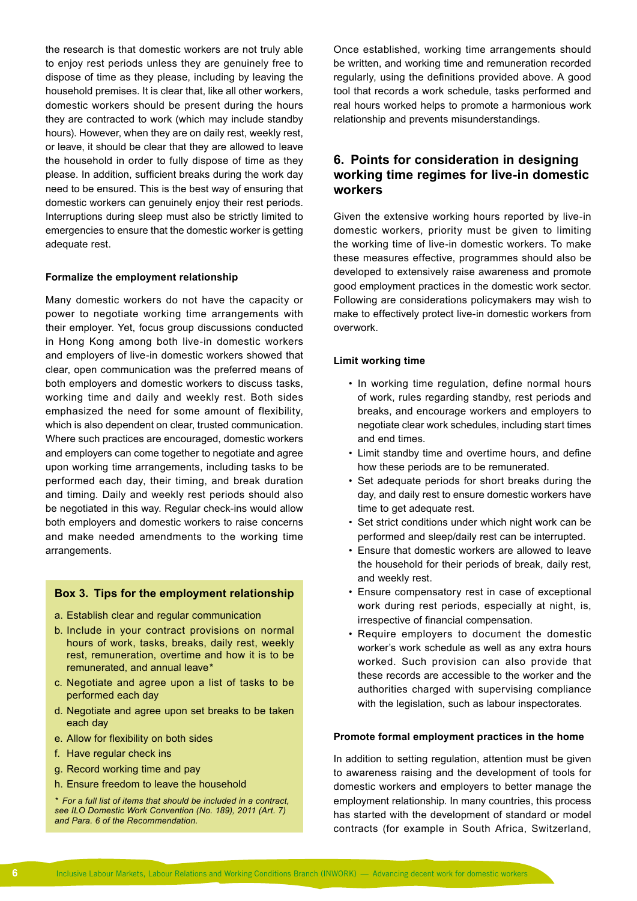the research is that domestic workers are not truly able to enjoy rest periods unless they are genuinely free to dispose of time as they please, including by leaving the household premises. It is clear that, like all other workers, domestic workers should be present during the hours they are contracted to work (which may include standby hours). However, when they are on daily rest, weekly rest, or leave, it should be clear that they are allowed to leave the household in order to fully dispose of time as they please. In addition, sufficient breaks during the work day need to be ensured. This is the best way of ensuring that domestic workers can genuinely enjoy their rest periods. Interruptions during sleep must also be strictly limited to emergencies to ensure that the domestic worker is getting adequate rest.

**Formalize the employment relationship**

Many domestic workers do not have the capacity or power to negotiate working time arrangements with their employer. Yet, focus group discussions conducted in Hong Kong among both live-in domestic workers and employers of live-in domestic workers showed that clear, open communication was the preferred means of both employers and domestic workers to discuss tasks, working time and daily and weekly rest. Both sides emphasized the need for some amount of flexibility, which is also dependent on clear, trusted communication. Where such practices are encouraged, domestic workers and employers can come together to negotiate and agree upon working time arrangements, including tasks to be performed each day, their timing, and break duration and timing. Daily and weekly rest periods should also be negotiated in this way. Regular check-ins would allow both employers and domestic workers to raise concerns and make needed amendments to the working time arrangements.

**Box 3. Tips for the employment relationship**

a. Establish clear and regular communication
b. Include in your contract provisions on normal hours of work, tasks, breaks, daily rest, weekly rest, remuneration, overtime and how it is to be remunerated, and annual leave*
c. Negotiate and agree upon a list of tasks to be performed each day
d. Negotiate and agree upon set breaks to be taken each day
e. Allow for flexibility on both sides
f. Have regular check ins
g. Record working time and pay
h. Ensure freedom to leave the household

*\* For a full list of items that should be included in a contract, see ILO Domestic Work Convention (No. 189), 2011 (Art. 7) and Para. 6 of the Recommendation.*

Once established, working time arrangements should be written, and working time and remuneration recorded regularly, using the definitions provided above. A good tool that records a work schedule, tasks performed and real hours worked helps to promote a harmonious work relationship and prevents misunderstandings.

## 6. Points for consideration in designing working time regimes for live-in domestic workers

Given the extensive working hours reported by live-in domestic workers, priority must be given to limiting the working time of live-in domestic workers. To make these measures effective, programmes should also be developed to extensively raise awareness and promote good employment practices in the domestic work sector. Following are considerations policymakers may wish to make to effectively protect live-in domestic workers from overwork.

**Limit working time**

- In working time regulation, define normal hours of work, rules regarding standby, rest periods and breaks, and encourage workers and employers to negotiate clear work schedules, including start times and end times.
- Limit standby time and overtime hours, and define how these periods are to be remunerated.
- Set adequate periods for short breaks during the day, and daily rest to ensure domestic workers have time to get adequate rest.
- Set strict conditions under which night work can be performed and sleep/daily rest can be interrupted.
- Ensure that domestic workers are allowed to leave the household for their periods of break, daily rest, and weekly rest.
- Ensure compensatory rest in case of exceptional work during rest periods, especially at night, is, irrespective of financial compensation.
- Require employers to document the domestic worker's work schedule as well as any extra hours worked. Such provision can also provide that these records are accessible to the worker and the authorities charged with supervising compliance with the legislation, such as labour inspectorates.

**Promote formal employment practices in the home**

In addition to setting regulation, attention must be given to awareness raising and the development of tools for domestic workers and employers to better manage the employment relationship. In many countries, this process has started with the development of standard or model contracts (for example in South Africa, Switzerland,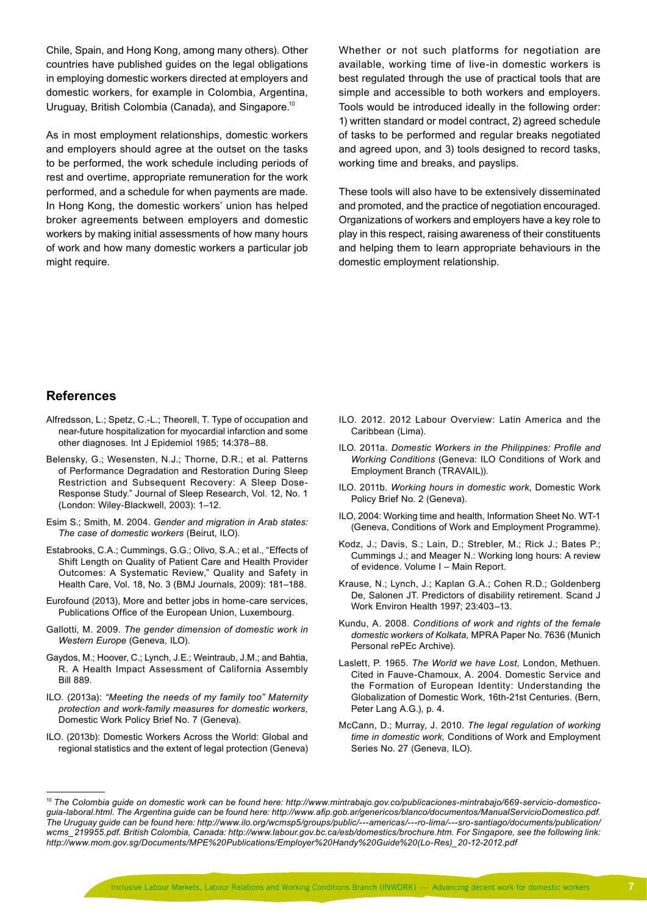Chile, Spain, and Hong Kong, among many others). Other countries have published guides on the legal obligations in employing domestic workers directed at employers and domestic workers, for example in Colombia, Argentina, Uruguay, British Colombia (Canada), and Singapore.[10]

As in most employment relationships, domestic workers and employers should agree at the outset on the tasks to be performed, the work schedule including periods of rest and overtime, appropriate remuneration for the work performed, and a schedule for when payments are made. In Hong Kong, the domestic workers' union has helped broker agreements between employers and domestic workers by making initial assessments of how many hours of work and how many domestic workers a particular job might require.

Whether or not such platforms for negotiation are available, working time of live-in domestic workers is best regulated through the use of practical tools that are simple and accessible to both workers and employers. Tools would be introduced ideally in the following order: 1) written standard or model contract, 2) agreed schedule of tasks to be performed and regular breaks negotiated and agreed upon, and 3) tools designed to record tasks, working time and breaks, and payslips.

These tools will also have to be extensively disseminated and promoted, and the practice of negotiation encouraged. Organizations of workers and employers have a key role to play in this respect, raising awareness of their constituents and helping them to learn appropriate behaviours in the domestic employment relationship.

## References

Alfredsson, L.; Spetz, C.-L.; Theorell, T. Type of occupation and near-future hospitalization for myocardial infarction and some other diagnoses. Int J Epidemiol 1985; 14:378–88.

Belensky, G.; Wesensten, N.J.; Thorne, D.R.; et al. Patterns of Performance Degradation and Restoration During Sleep Restriction and Subsequent Recovery: A Sleep Dose-Response Study." Journal of Sleep Research, Vol. 12, No. 1 (London: Wiley-Blackwell, 2003): 1–12.

Esim S.; Smith, M. 2004. *Gender and migration in Arab states: The case of domestic workers* (Beirut, ILO).

Estabrooks, C.A.; Cummings, G.G.; Olivo, S.A.; et al., "Effects of Shift Length on Quality of Patient Care and Health Provider Outcomes: A Systematic Review," Quality and Safety in Health Care, Vol. 18, No. 3 (BMJ Journals, 2009): 181–188.

Eurofound (2013), More and better jobs in home-care services, Publications Office of the European Union, Luxembourg.

Gallotti, M. 2009. *The gender dimension of domestic work in Western Europe* (Geneva, ILO).

Gaydos, M.; Hoover, C.; Lynch, J.E.; Weintraub, J.M.; and Bahtia, R. A Health Impact Assessment of California Assembly Bill 889.

ILO. (2013a): *"Meeting the needs of my family too" Maternity protection and work-family measures for domestic workers,* Domestic Work Policy Brief No. 7 (Geneva).

ILO. (2013b): Domestic Workers Across the World: Global and regional statistics and the extent of legal protection (Geneva)

ILO. 2012. 2012 Labour Overview: Latin America and the Caribbean (Lima).

ILO. 2011a. *Domestic Workers in the Philippines: Profile and Working Conditions* (Geneva: ILO Conditions of Work and Employment Branch (TRAVAIL)).

ILO. 2011b. *Working hours in domestic work*, Domestic Work Policy Brief No. 2 (Geneva).

ILO, 2004: Working time and health, Information Sheet No. WT-1 (Geneva, Conditions of Work and Employment Programme).

Kodz, J.; Davis, S.; Lain, D.; Strebler, M.; Rick J.; Bates P.; Cummings J.; and Meager N.: Working long hours: A review of evidence. Volume I – Main Report.

Krause, N.; Lynch, J.; Kaplan G.A.; Cohen R.D.; Goldenberg De, Salonen JT. Predictors of disability retirement. Scand J Work Environ Health 1997; 23:403–13.

Kundu, A. 2008. *Conditions of work and rights of the female domestic workers of Kolkata,* MPRA Paper No. 7636 (Munich Personal rePEc Archive).

Laslett, P. 1965. *The World we have Lost,* London, Methuen. Cited in Fauve-Chamoux, A. 2004. Domestic Service and the Formation of European Identity: Understanding the Globalization of Domestic Work, 16th-21st Centuries. (Bern, Peter Lang A.G.), p. 4.

McCann, D.; Murray, J. 2010. *The legal regulation of working time in domestic work,* Conditions of Work and Employment Series No. 27 (Geneva, ILO).

---

[10] *The Colombia guide on domestic work can be found here: http://www.mintrabajo.gov.co/publicaciones-mintrabajo/669-servicio-domestico-guia-laboral.html. The Argentina guide can be found here: http://www.afip.gob.ar/genericos/blanco/documentos/ManualServicioDomestico.pdf. The Uruguay guide can be found here: http://www.ilo.org/wcmsp5/groups/public/---americas/---ro-lima/---sro-santiago/documents/publication/wcms_219955.pdf. British Colombia, Canada: http://www.labour.gov.bc.ca/esb/domestics/brochure.htm. For Singapore, see the following link: http://www.mom.gov.sg/Documents/MPE%20Publications/Employer%20Handy%20Guide%20(Lo-Res)_20-12-2012.pdf*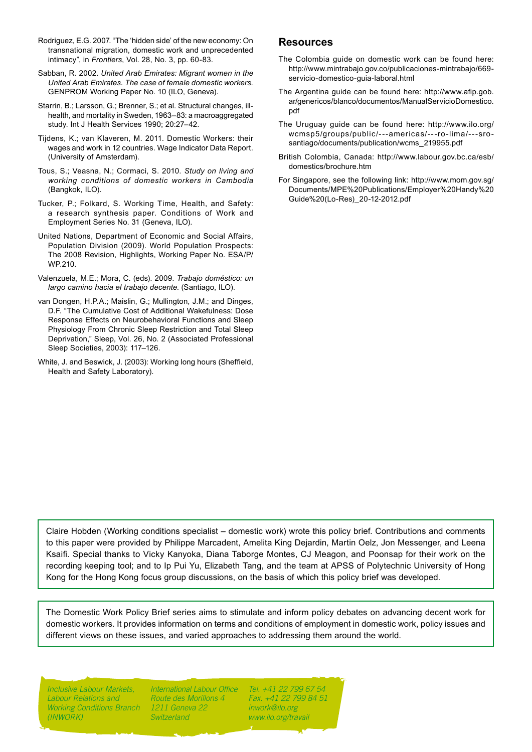Rodriguez, E.G. 2007. "The 'hidden side' of the new economy: On transnational migration, domestic work and unprecedented intimacy", in *Frontiers*, Vol. 28, No. 3, pp. 60-83.

Sabban, R. 2002. *United Arab Emirates: Migrant women in the United Arab Emirates. The case of female domestic workers.* GENPROM Working Paper No. 10 (ILO, Geneva).

Starrin, B.; Larsson, G.; Brenner, S.; et al. Structural changes, ill-health, and mortality in Sweden, 1963–83: a macroaggregated study. Int J Health Services 1990; 20:27–42.

Tijdens, K.; van Klaveren, M. 2011. Domestic Workers: their wages and work in 12 countries. Wage Indicator Data Report. (University of Amsterdam).

Tous, S.; Veasna, N.; Cormaci, S. 2010. *Study on living and working conditions of domestic workers in Cambodia* (Bangkok, ILO).

Tucker, P.; Folkard, S. Working Time, Health, and Safety: a research synthesis paper. Conditions of Work and Employment Series No. 31 (Geneva, ILO).

United Nations, Department of Economic and Social Affairs, Population Division (2009). World Population Prospects: The 2008 Revision, Highlights, Working Paper No. ESA/P/WP.210.

Valenzuela, M.E.; Mora, C. (eds). 2009. *Trabajo doméstico: un largo camino hacia el trabajo decente.* (Santiago, ILO).

van Dongen, H.P.A.; Maislin, G.; Mullington, J.M.; and Dinges, D.F. "The Cumulative Cost of Additional Wakefulness: Dose Response Effects on Neurobehavioral Functions and Sleep Physiology From Chronic Sleep Restriction and Total Sleep Deprivation," Sleep, Vol. 26, No. 2 (Associated Professional Sleep Societies, 2003): 117–126.

White, J. and Beswick, J. (2003): Working long hours (Sheffield, Health and Safety Laboratory).

## Resources

The Colombia guide on domestic work can be found here: http://www.mintrabajo.gov.co/publicaciones-mintrabajo/669-servicio-domestico-guia-laboral.html

The Argentina guide can be found here: http://www.afip.gob.ar/genericos/blanco/documentos/ManualServicioDomestico.pdf

The Uruguay guide can be found here: http://www.ilo.org/wcmsp5/groups/public/---americas/---ro-lima/---sro-santiago/documents/publication/wcms_219955.pdf

British Colombia, Canada: http://www.labour.gov.bc.ca/esb/domestics/brochure.htm

For Singapore, see the following link: http://www.mom.gov.sg/Documents/MPE%20Publications/Employer%20Handy%20Guide%20(Lo-Res)_20-12-2012.pdf

Claire Hobden (Working conditions specialist – domestic work) wrote this policy brief. Contributions and comments to this paper were provided by Philippe Marcadent, Amelita King Dejardin, Martin Oelz, Jon Messenger, and Leena Ksaifi. Special thanks to Vicky Kanyoka, Diana Taborge Montes, CJ Meagon, and Poonsap for their work on the recording keeping tool; and to Ip Pui Yu, Elizabeth Tang, and the team at APSS of Polytechnic University of Hong Kong for the Hong Kong focus group discussions, on the basis of which this policy brief was developed.

The Domestic Work Policy Brief series aims to stimulate and inform policy debates on advancing decent work for domestic workers. It provides information on terms and conditions of employment in domestic work, policy issues and different views on these issues, and varied approaches to addressing them around the world.

*Inclusive Labour Markets, Labour Relations and Working Conditions Branch (INWORK)*

*International Labour Office*
*Route des Morillons 4*
*1211 Geneva 22*
*Switzerland*

*Tel. +41 22 799 67 54*
*Fax. +41 22 799 84 51*
*inwork@ilo.org*
*www.ilo.org/travail*